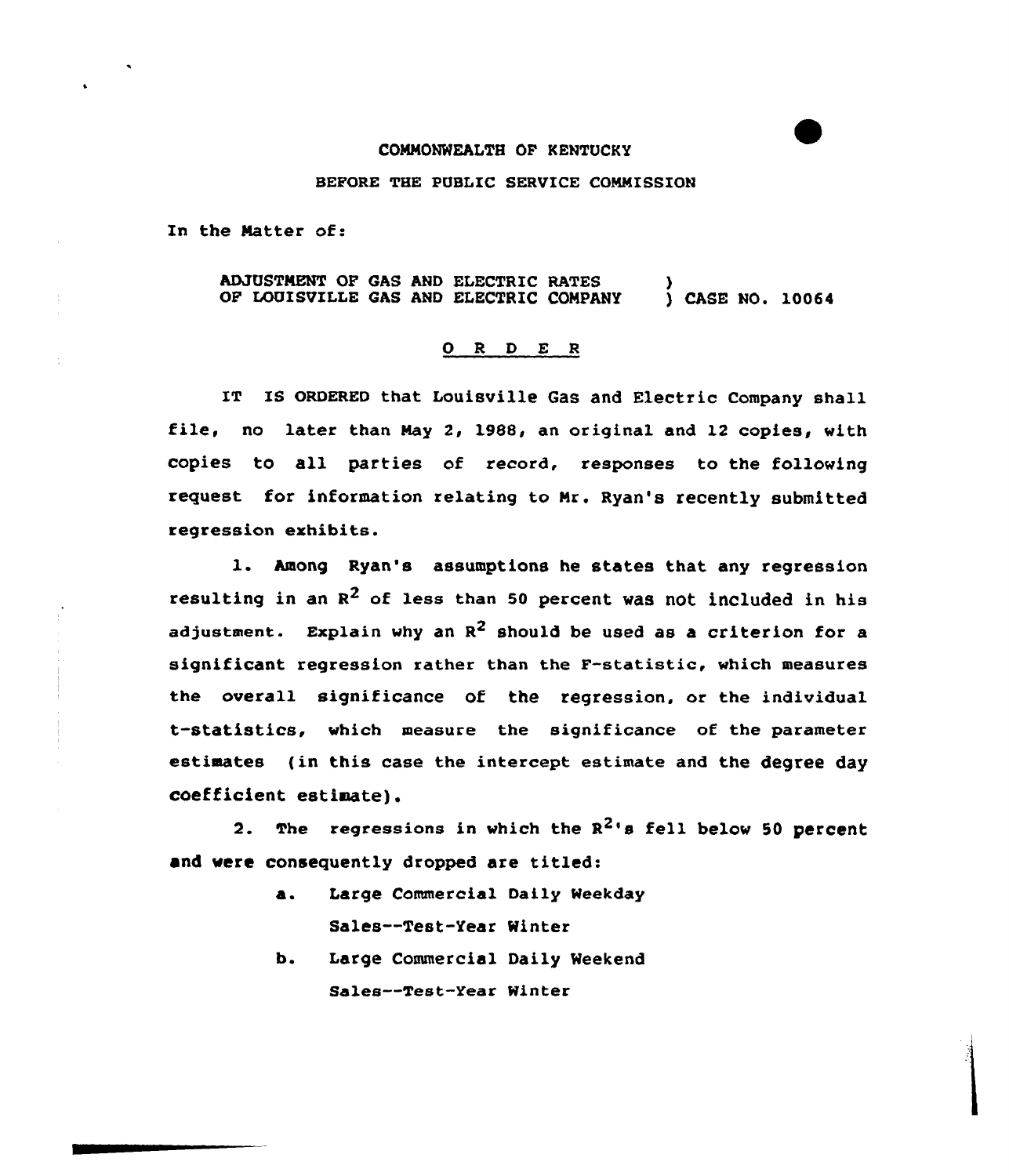COMMONWEALTH OF KENTUCKY

BEFORE THE PUBLIC SERVICE COMMISSION

In the Matter of:

ADJUSTMENT OF GAS AND ELECTRIC RATES OF LOUISVILLE GAS AND ELECTRIC COMPANY ) CASE NO. 10064

## O R D E R

IT IS ORDERED that Louisville Gas and Electric Company shall file, no later than May 2, 1988, an original and 12 copies, with copies to all parties of record, responses to the following request for information relating to Mr. Ryan's recently submitted regression exhibits.

1. Among Ryan's assumptions he states that any regression resulting in an $R^2$ of less than 50 percent was not included in his adjustment. Explain why an $R^2$ should be used as a criterion for a significant regression rather than the F-statistic, which measures the overall significance of the regression, or the individual t-statistics, which measure the significance of the parameter estimates (in this case the intercept estimate and the degree day coefficient estimate).

2. The regressions in which the $R^2$'s fell below 50 percent and were consequently dropped are titled:

   a. Large Commercial Daily Weekday Sales--Test-Year Winter

   b. Large Commercial Daily Weekend Sales--Test-Year Winter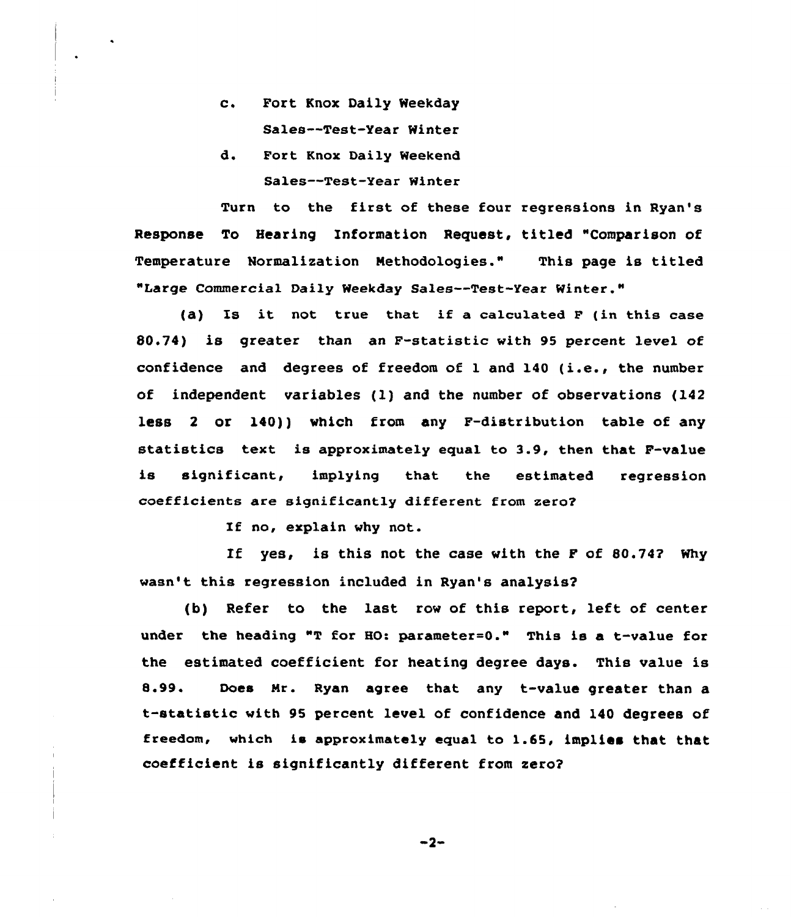c. Fort Knox Daily Weekday
   Sales--Test-Year Winter

d. Fort Knox Daily Weekend
   Sales--Test-Year Winter

Turn to the first of these four regressions in Ryan's Response To Hearing Information Request, titled "Comparison of Temperature Normalization Methodologies." This page is titled "Large Commercial Daily Weekday Sales--Test-Year Winter."

(a) Is it not true that if a calculated F (in this case 80.74) is greater than an F-statistic with 95 percent level of confidence and degrees of freedom of 1 and 140 (i.e., the number of independent variables (1) and the number of observations (142 less 2 or 140)) which from any F-distribution table of any statistics text is approximately equal to 3.9, then that F-value is significant, implying that the estimated regression coefficients are significantly different from zero?

If no, explain why not.

If yes, is this not the case with the F of 80.74? Why wasn't this regression included in Ryan's analysis?

(b) Refer to the last row of this report, left of center under the heading "T for HO: parameter=0." This is a t-value for the estimated coefficient for heating degree days. This value is 8.99. Does Mr. Ryan agree that any t-value greater than a t-statistic with 95 percent level of confidence and 140 degrees of freedom, which is approximately equal to 1.65, implies that that coefficient is significantly different from zero?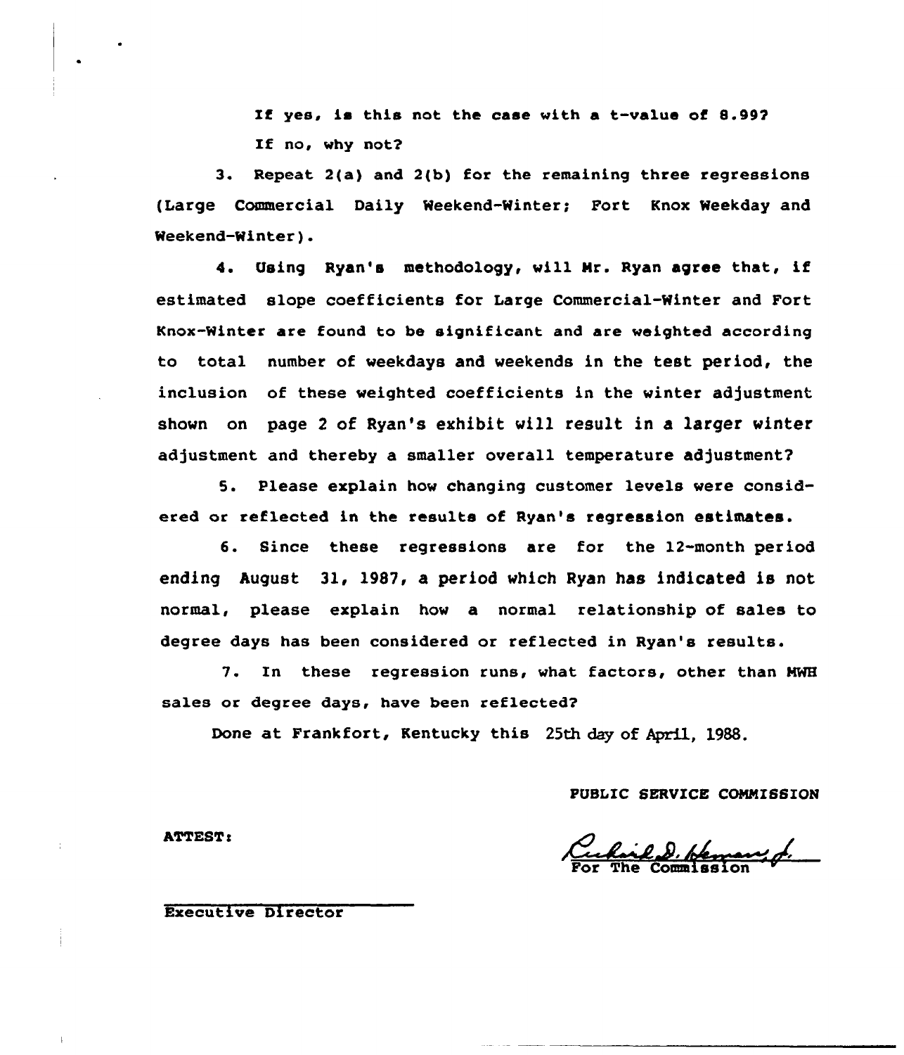If yes, is this not the case with a t-value of 8.99? If no, why not?

3. Repeat 2(a) and 2(b) for the remaining three regressions (Large Commercial Daily Weekend-Winter; Fort Knox Weekday and Weekend-Winter).

4. Using Ryan's methodology, will Mr. Ryan agree that, if estimated slope coefficients for Large Commercial-Winter and Fort Knox-Winter are found to be significant and are weighted according to total number of weekdays and weekends in the test period, the inclusion of these weighted coefficients in the winter adjustment shown on page 2 of Ryan's exhibit will result in a larger winter adjustment and thereby a smaller overall temperature adjustment?

5. Please explain how changing customer levels were considered or reflected in the results of Ryan's regression estimates.

6. Since these regressions are for the 12-month period ending August 31, 1987, a period which Ryan has indicated is not normal, please explain how a normal relationship of sales to degree days has been considered or reflected in Ryan's results.

7. In these regression runs, what factors, other than MWH sales or degree days, have been reflected?

Done at Frankfort, Kentucky this 25th day of April, 1988.

PUBLIC SERVICE COMMISSION

For The Commission

ATTEST:

Executive Director